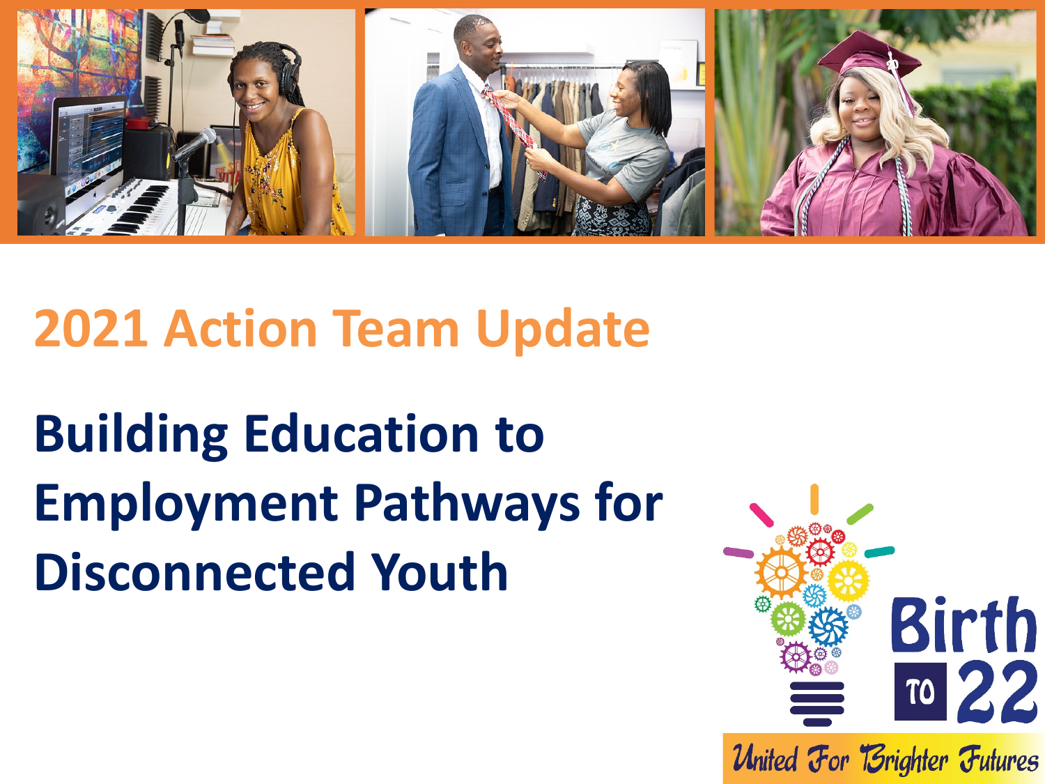## 2021 Action Team Update

# Building Education to Employment Pathways for Disconnected Youth

Birth TO 22

United For Brighter Futures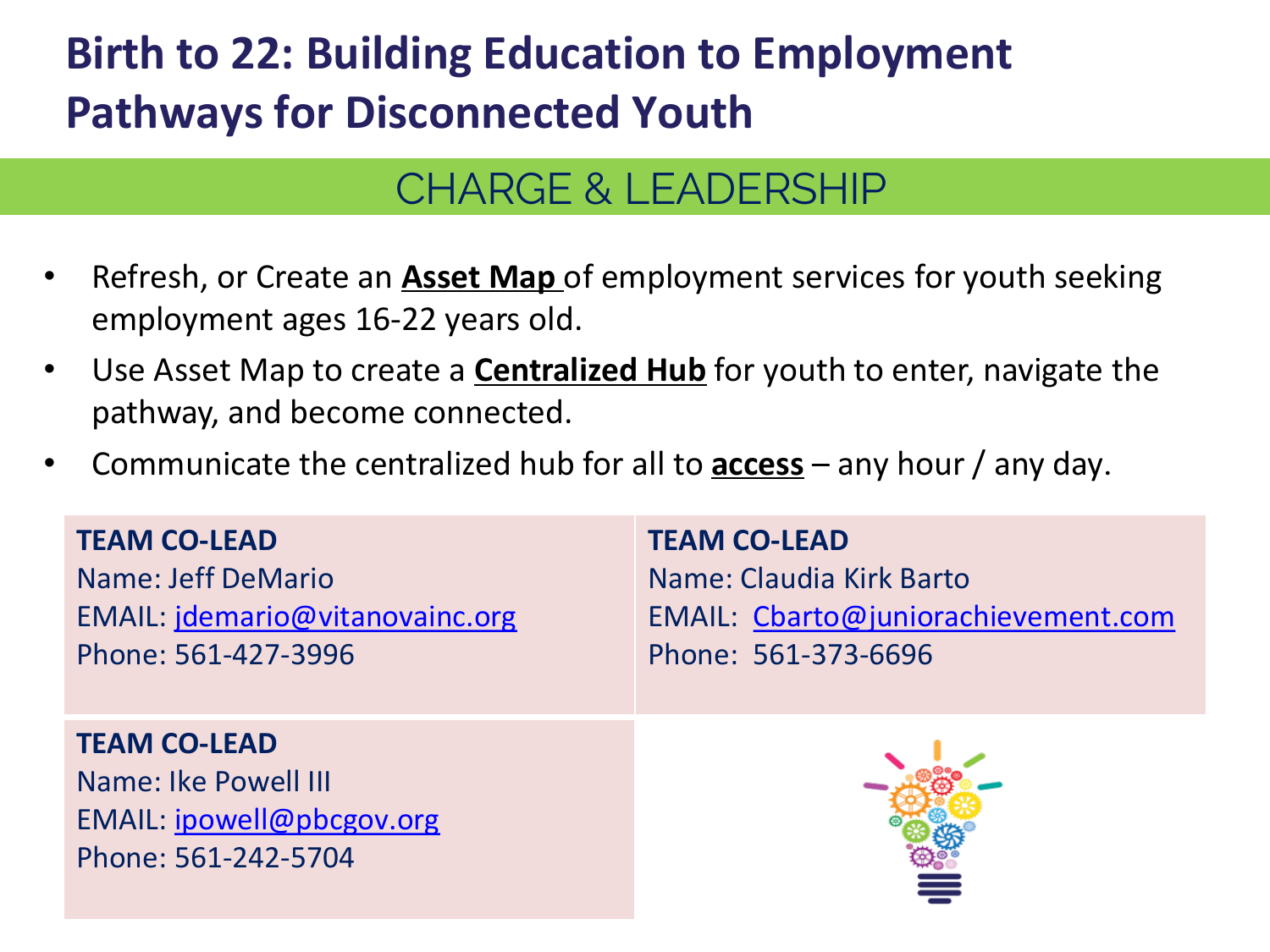# Birth to 22: Building Education to Employment Pathways for Disconnected Youth

## CHARGE & LEADERSHIP

- Refresh, or Create an **Asset Map** of employment services for youth seeking employment ages 16-22 years old.
- Use Asset Map to create a **Centralized Hub** for youth to enter, navigate the pathway, and become connected.
- Communicate the centralized hub for all to **access** – any hour / any day.

**TEAM CO-LEAD**
Name: Jeff DeMario
EMAIL: jdemario@vitanovainc.org
Phone: 561-427-3996

**TEAM CO-LEAD**
Name: Claudia Kirk Barto
EMAIL: Cbarto@juniorachievement.com
Phone: 561-373-6696

**TEAM CO-LEAD**
Name: Ike Powell III
EMAIL: ipowell@pbcgov.org
Phone: 561-242-5704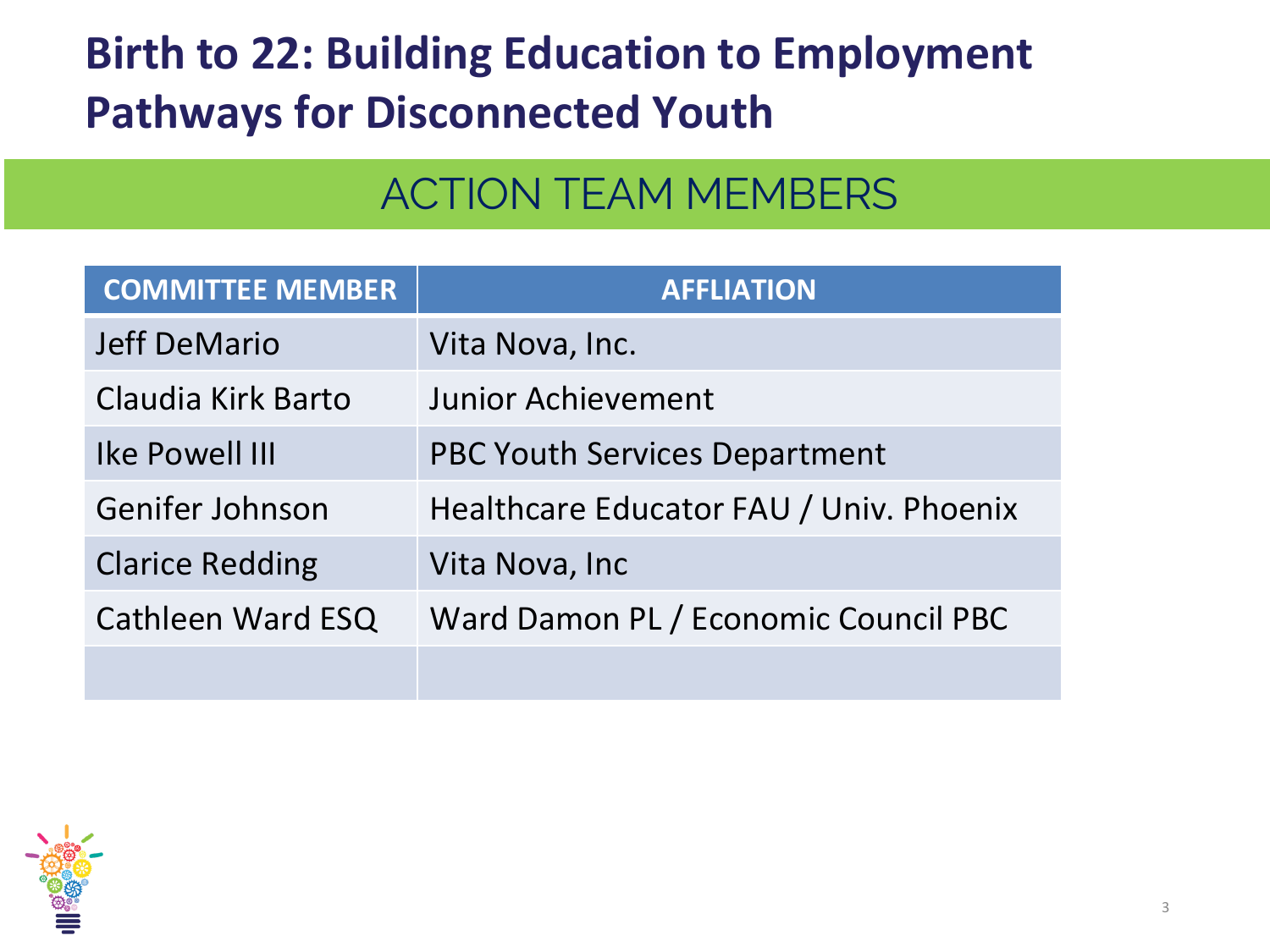# Birth to 22: Building Education to Employment Pathways for Disconnected Youth

## ACTION TEAM MEMBERS

| COMMITTEE MEMBER | AFFLIATION |
|---|---|
| Jeff DeMario | Vita Nova, Inc. |
| Claudia Kirk Barto | Junior Achievement |
| Ike Powell III | PBC Youth Services Department |
| Genifer Johnson | Healthcare Educator FAU / Univ. Phoenix |
| Clarice Redding | Vita Nova, Inc |
| Cathleen Ward ESQ | Ward Damon PL / Economic Council PBC |
| | |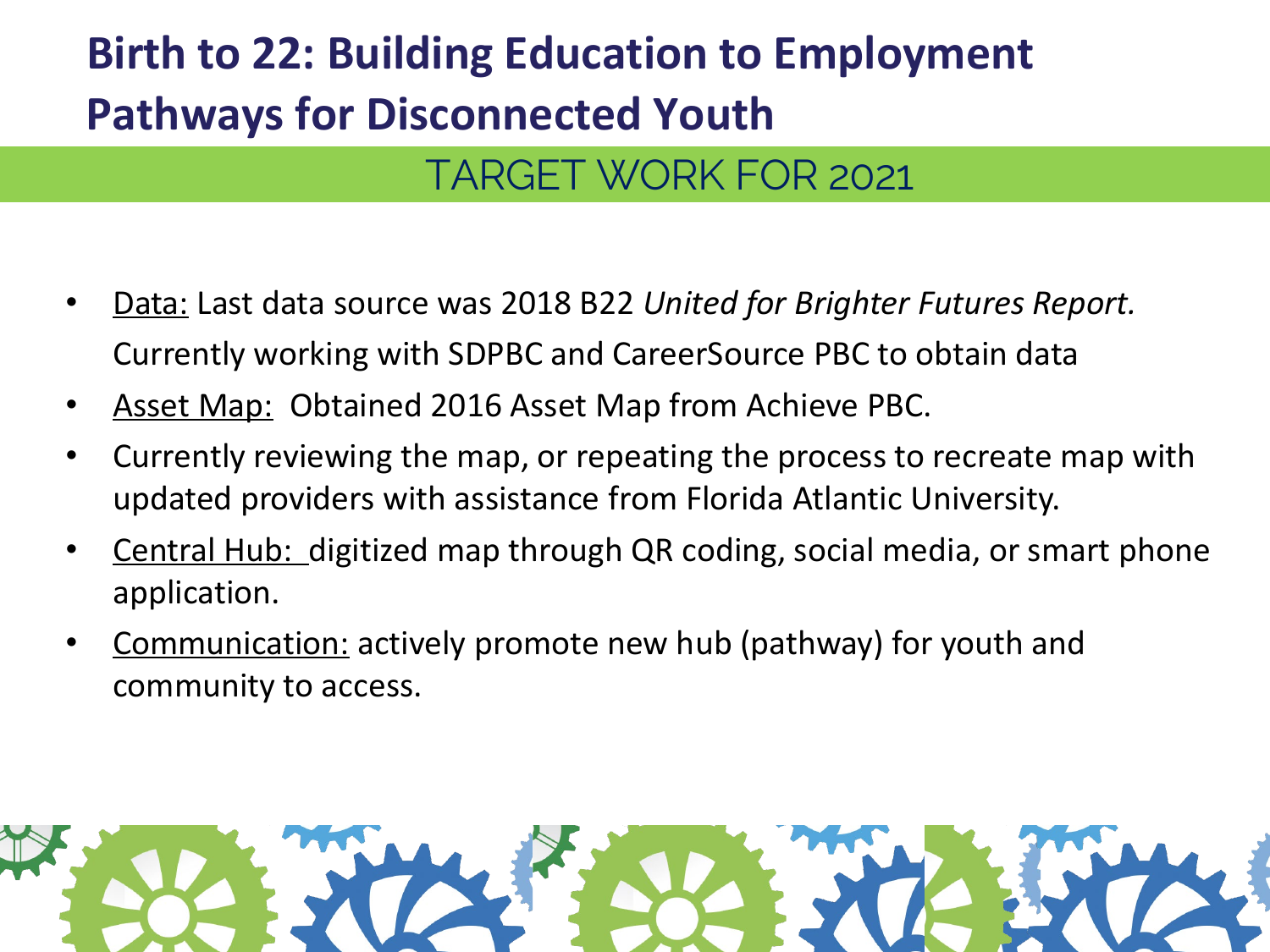# Birth to 22: Building Education to Employment Pathways for Disconnected Youth

## TARGET WORK FOR 2021

- <u>Data:</u> Last data source was 2018 B22 *United for Brighter Futures Report.* Currently working with SDPBC and CareerSource PBC to obtain data
- <u>Asset Map:</u> Obtained 2016 Asset Map from Achieve PBC.
- Currently reviewing the map, or repeating the process to recreate map with updated providers with assistance from Florida Atlantic University.
- <u>Central Hub:</u> digitized map through QR coding, social media, or smart phone application.
- <u>Communication:</u> actively promote new hub (pathway) for youth and community to access.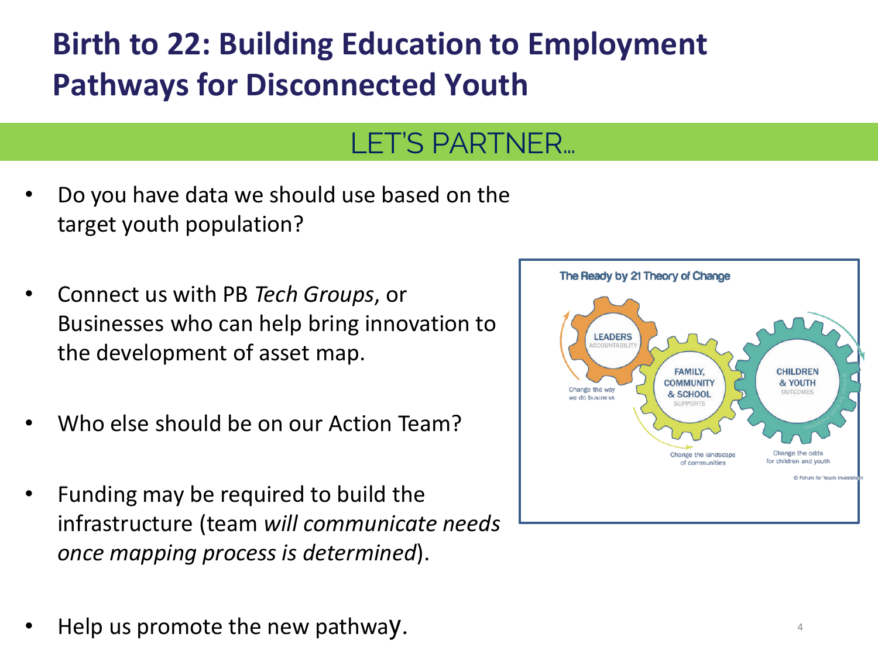# Birth to 22: Building Education to Employment Pathways for Disconnected Youth

## LET'S PARTNER...

- Do you have data we should use based on the target youth population?
- Connect us with PB *Tech Groups*, or Businesses who can help bring innovation to the development of asset map.
- Who else should be on our Action Team?
- Funding may be required to build the infrastructure (team *will communicate needs once mapping process is determined*).
- Help us promote the new pathway.

The Ready by 21 Theory of Change

LEADERS ACCOUNTABILITY

FAMILY, COMMUNITY & SCHOOL SUPPORTS

CHILDREN & YOUTH OUTCOMES

Change the way we do business

Change the landscape of communities

Change the odds for children and youth

© Forum for Youth Investment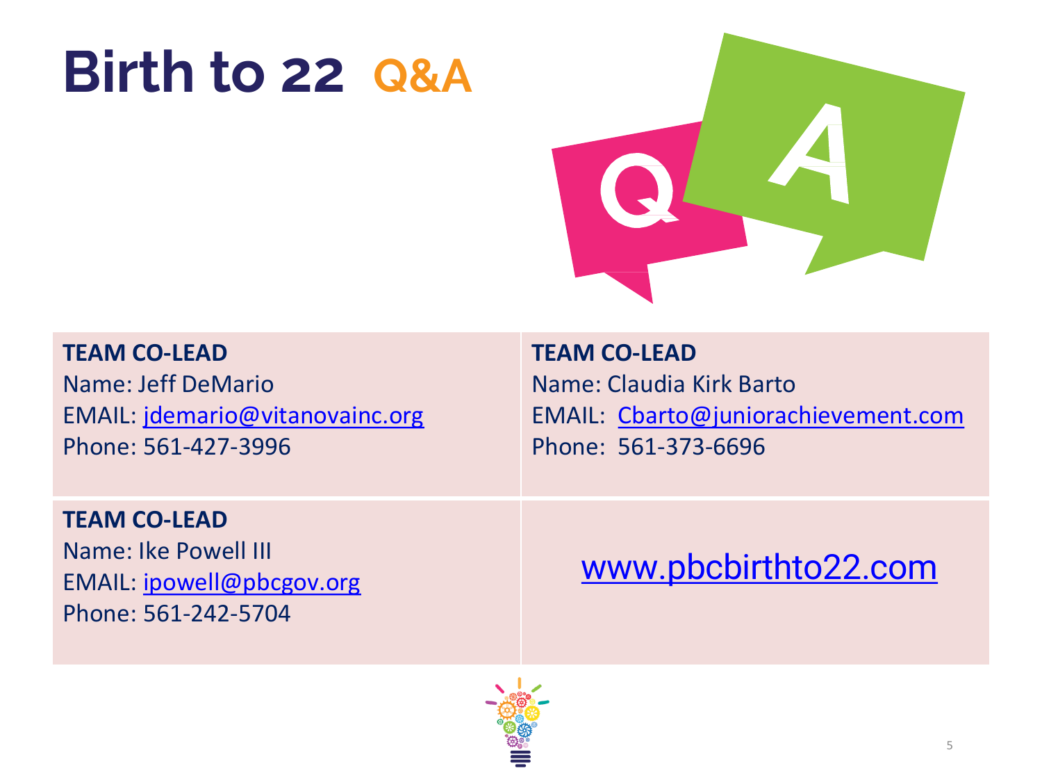# Birth to 22 Q&A

| | |
|---|---|
| **TEAM CO-LEAD**<br>Name: Jeff DeMario<br>EMAIL: jdemario@vitanovainc.org<br>Phone: 561-427-3996 | **TEAM CO-LEAD**<br>Name: Claudia Kirk Barto<br>EMAIL: Cbarto@juniorachievement.com<br>Phone: 561-373-6696 |
| **TEAM CO-LEAD**<br>Name: Ike Powell III<br>EMAIL: ipowell@pbcgov.org<br>Phone: 561-242-5704 | www.pbcbirthto22.com |